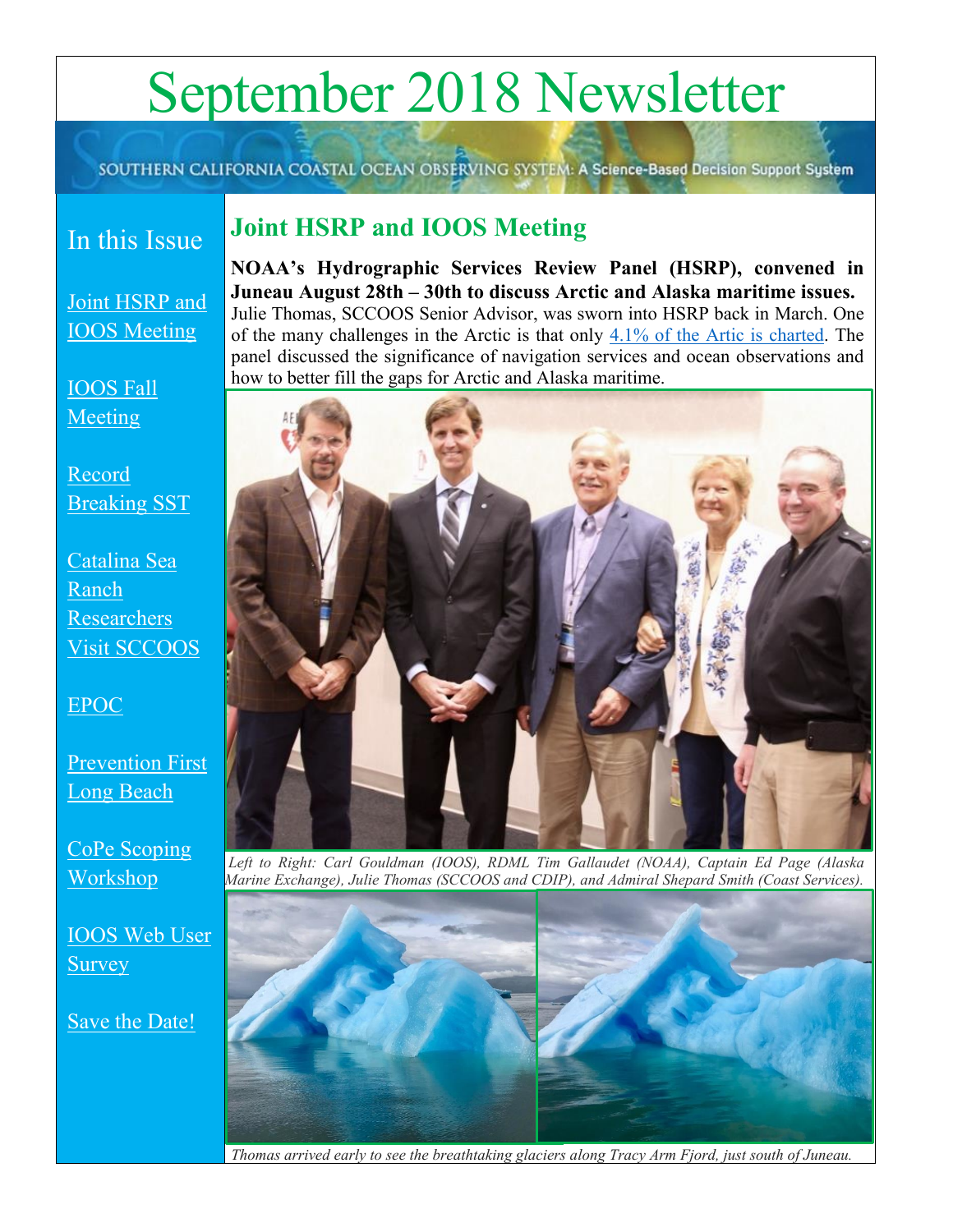# September 2018 Newsletter

SOUTHERN CALIFORNIA COASTAL OCEAN OBSERVING SYSTEM: A Science-Based Decision Support System

## In this Issue

- Joint HSRP and IOOS Meeting
- IOOS Fall Meeting
- Record Breaking SST
- Catalina Sea Ranch Researchers Visit SCCOOS
- EPOC
- Prevention First Long Beach
- CoPe Scoping Workshop
- IOOS Web User Survey
- Save the Date!

## Joint HSRP and IOOS Meeting

**NOAA's Hydrographic Services Review Panel (HSRP), convened in Juneau August 28th – 30th to discuss Arctic and Alaska maritime issues.** Julie Thomas, SCCOOS Senior Advisor, was sworn into HSRP back in March. One of the many challenges in the Arctic is that only 4.1% of the Artic is charted. The panel discussed the significance of navigation services and ocean observations and how to better fill the gaps for Arctic and Alaska maritime.

*Left to Right: Carl Gouldman (IOOS), RDML Tim Gallaudet (NOAA), Captain Ed Page (Alaska Marine Exchange), Julie Thomas (SCCOOS and CDIP), and Admiral Shepard Smith (Coast Services).*

*Thomas arrived early to see the breathtaking glaciers along Tracy Arm Fjord, just south of Juneau.*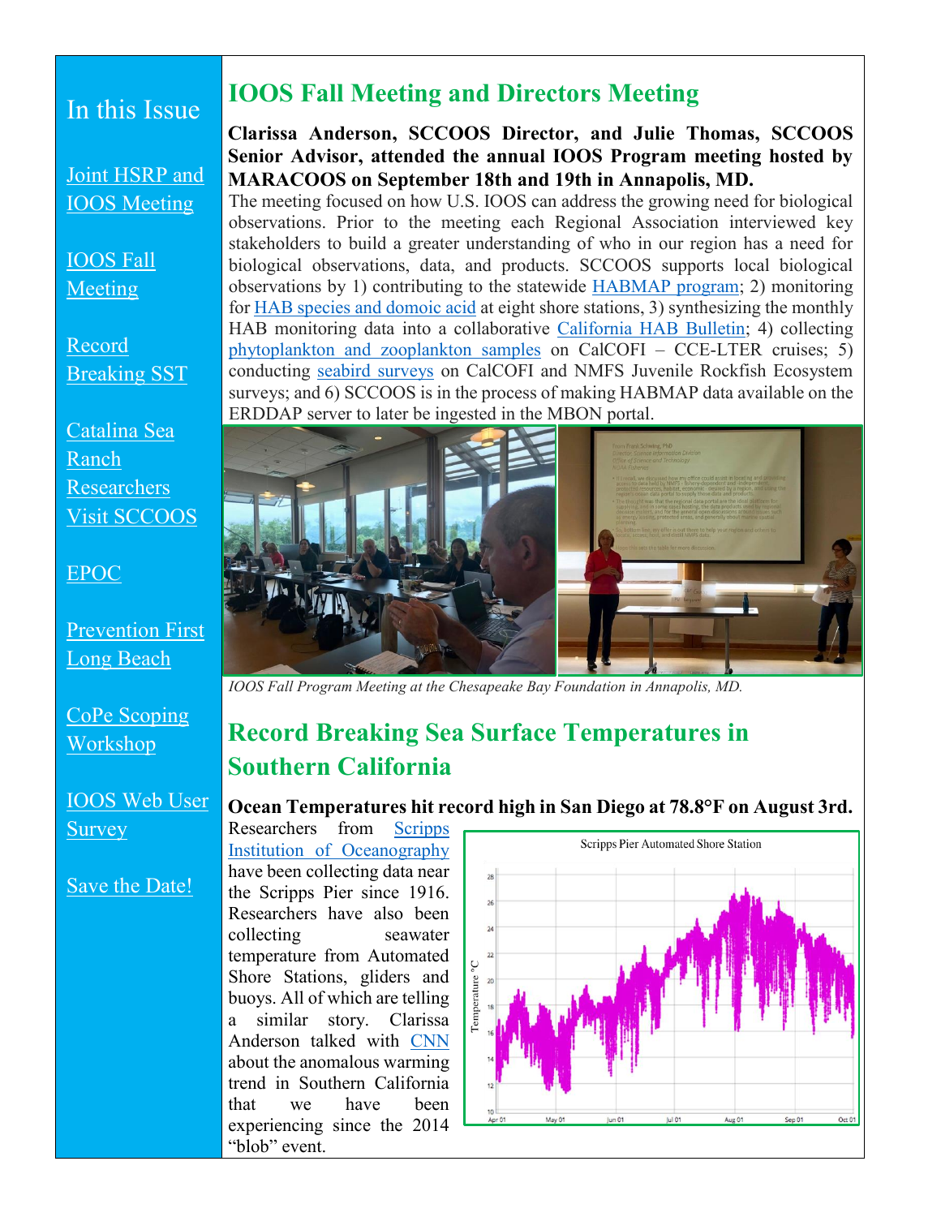## In this Issue

Joint HSRP and IOOS Meeting

IOOS Fall Meeting

Record Breaking SST

Catalina Sea Ranch Researchers Visit SCCOOS

EPOC

Prevention First Long Beach

CoPe Scoping Workshop

IOOS Web User Survey

Save the Date!

# IOOS Fall Meeting and Directors Meeting

**Clarissa Anderson, SCCOOS Director, and Julie Thomas, SCCOOS Senior Advisor, attended the annual IOOS Program meeting hosted by MARACOOS on September 18th and 19th in Annapolis, MD.**

The meeting focused on how U.S. IOOS can address the growing need for biological observations. Prior to the meeting each Regional Association interviewed key stakeholders to build a greater understanding of who in our region has a need for biological observations, data, and products. SCCOOS supports local biological observations by 1) contributing to the statewide HABMAP program; 2) monitoring for HAB species and domoic acid at eight shore stations, 3) synthesizing the monthly HAB monitoring data into a collaborative California HAB Bulletin; 4) collecting phytoplankton and zooplankton samples on CalCOFI – CCE-LTER cruises; 5) conducting seabird surveys on CalCOFI and NMFS Juvenile Rockfish Ecosystem surveys; and 6) SCCOOS is in the process of making HABMAP data available on the ERDDAP server to later be ingested in the MBON portal.

*IOOS Fall Program Meeting at the Chesapeake Bay Foundation in Annapolis, MD.*

# Record Breaking Sea Surface Temperatures in Southern California

**Ocean Temperatures hit record high in San Diego at 78.8°F on August 3rd.**

Researchers from Scripps Institution of Oceanography have been collecting data near the Scripps Pier since 1916. Researchers have also been collecting seawater temperature from Automated Shore Stations, gliders and buoys. All of which are telling a similar story. Clarissa Anderson talked with CNN about the anomalous warming trend in Southern California that we have been experiencing since the 2014 "blob" event.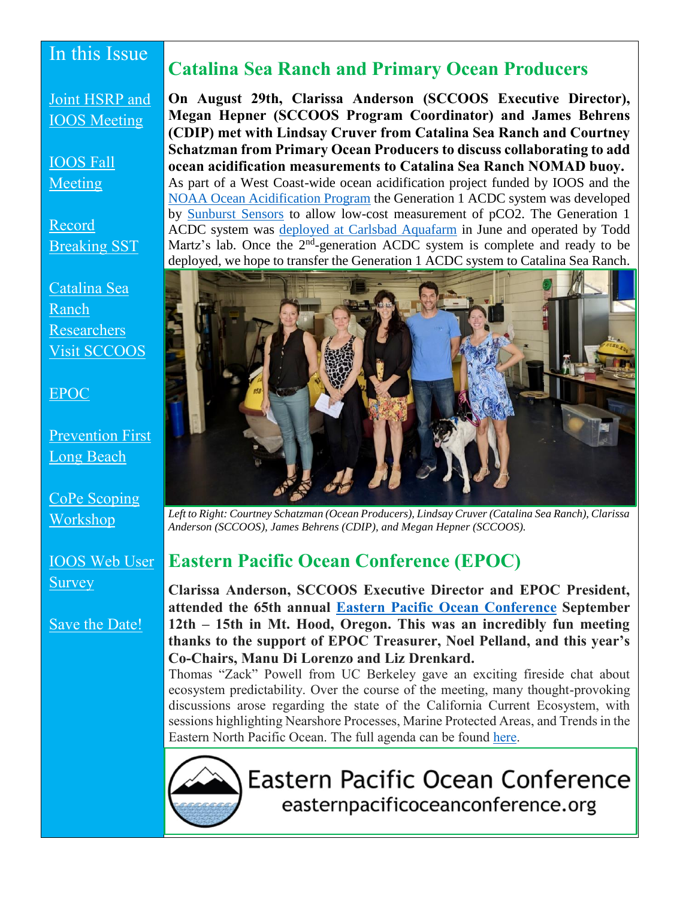## In this Issue

Joint HSRP and IOOS Meeting

IOOS Fall Meeting

Record Breaking SST

Catalina Sea Ranch Researchers Visit SCCOOS

EPOC

Prevention First Long Beach

CoPe Scoping Workshop

IOOS Web User Survey

Save the Date!

## Catalina Sea Ranch and Primary Ocean Producers

**On August 29th, Clarissa Anderson (SCCOOS Executive Director), Megan Hepner (SCCOOS Program Coordinator) and James Behrens (CDIP) met with Lindsay Cruver from Catalina Sea Ranch and Courtney Schatzman from Primary Ocean Producers to discuss collaborating to add ocean acidification measurements to Catalina Sea Ranch NOMAD buoy.** As part of a West Coast-wide ocean acidification project funded by IOOS and the NOAA Ocean Acidification Program the Generation 1 ACDC system was developed by Sunburst Sensors to allow low-cost measurement of pCO2. The Generation 1 ACDC system was deployed at Carlsbad Aquafarm in June and operated by Todd Martz's lab. Once the 2nd-generation ACDC system is complete and ready to be deployed, we hope to transfer the Generation 1 ACDC system to Catalina Sea Ranch.

*Left to Right: Courtney Schatzman (Ocean Producers), Lindsay Cruver (Catalina Sea Ranch), Clarissa Anderson (SCCOOS), James Behrens (CDIP), and Megan Hepner (SCCOOS).*

## Eastern Pacific Ocean Conference (EPOC)

**Clarissa Anderson, SCCOOS Executive Director and EPOC President, attended the 65th annual Eastern Pacific Ocean Conference September 12th – 15th in Mt. Hood, Oregon. This was an incredibly fun meeting thanks to the support of EPOC Treasurer, Noel Pelland, and this year's Co-Chairs, Manu Di Lorenzo and Liz Drenkard.**

Thomas "Zack" Powell from UC Berkeley gave an exciting fireside chat about ecosystem predictability. Over the course of the meeting, many thought-provoking discussions arose regarding the state of the California Current Ecosystem, with sessions highlighting Nearshore Processes, Marine Protected Areas, and Trends in the Eastern North Pacific Ocean. The full agenda can be found here.

Eastern Pacific Ocean Conference
easternpacificoceanconference.org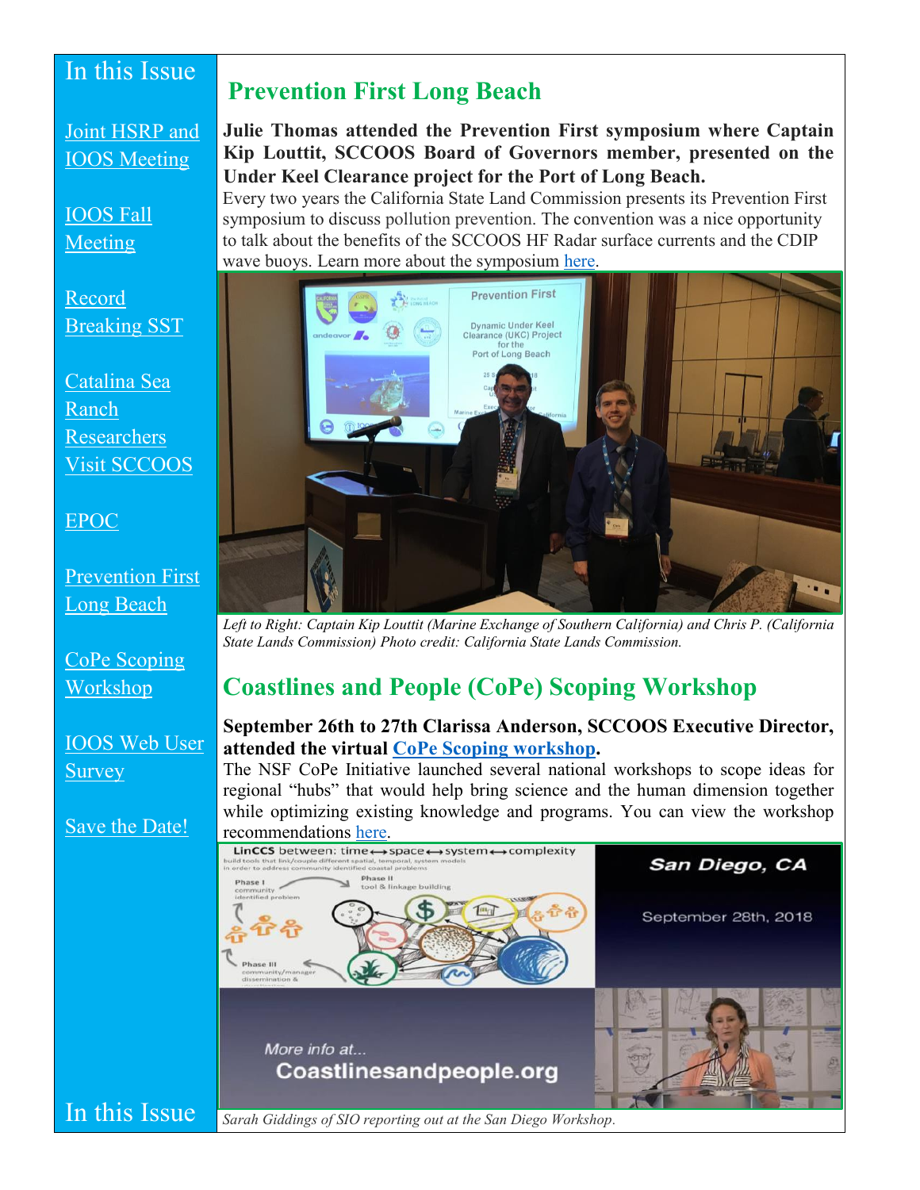## In this Issue

[Joint HSRP and IOOS Meeting]

[IOOS Fall Meeting]

[Record Breaking SST]

[Catalina Sea Ranch Researchers Visit SCCOOS]

[EPOC]

[Prevention First Long Beach]

[CoPe Scoping Workshop]

[IOOS Web User Survey]

[Save the Date!]

# Prevention First Long Beach

**Julie Thomas attended the Prevention First symposium where Captain Kip Louttit, SCCOOS Board of Governors member, presented on the Under Keel Clearance project for the Port of Long Beach.**

Every two years the California State Land Commission presents its Prevention First symposium to discuss pollution prevention. The convention was a nice opportunity to talk about the benefits of the SCCOOS HF Radar surface currents and the CDIP wave buoys. Learn more about the symposium here.

*Left to Right: Captain Kip Louttit (Marine Exchange of Southern California) and Chris P. (California State Lands Commission) Photo credit: California State Lands Commission.*

# Coastlines and People (CoPe) Scoping Workshop

**September 26th to 27th Clarissa Anderson, SCCOOS Executive Director, attended the virtual CoPe Scoping workshop.**

The NSF CoPe Initiative launched several national workshops to scope ideas for regional "hubs" that would help bring science and the human dimension together while optimizing existing knowledge and programs. You can view the workshop recommendations here.

*Sarah Giddings of SIO reporting out at the San Diego Workshop.*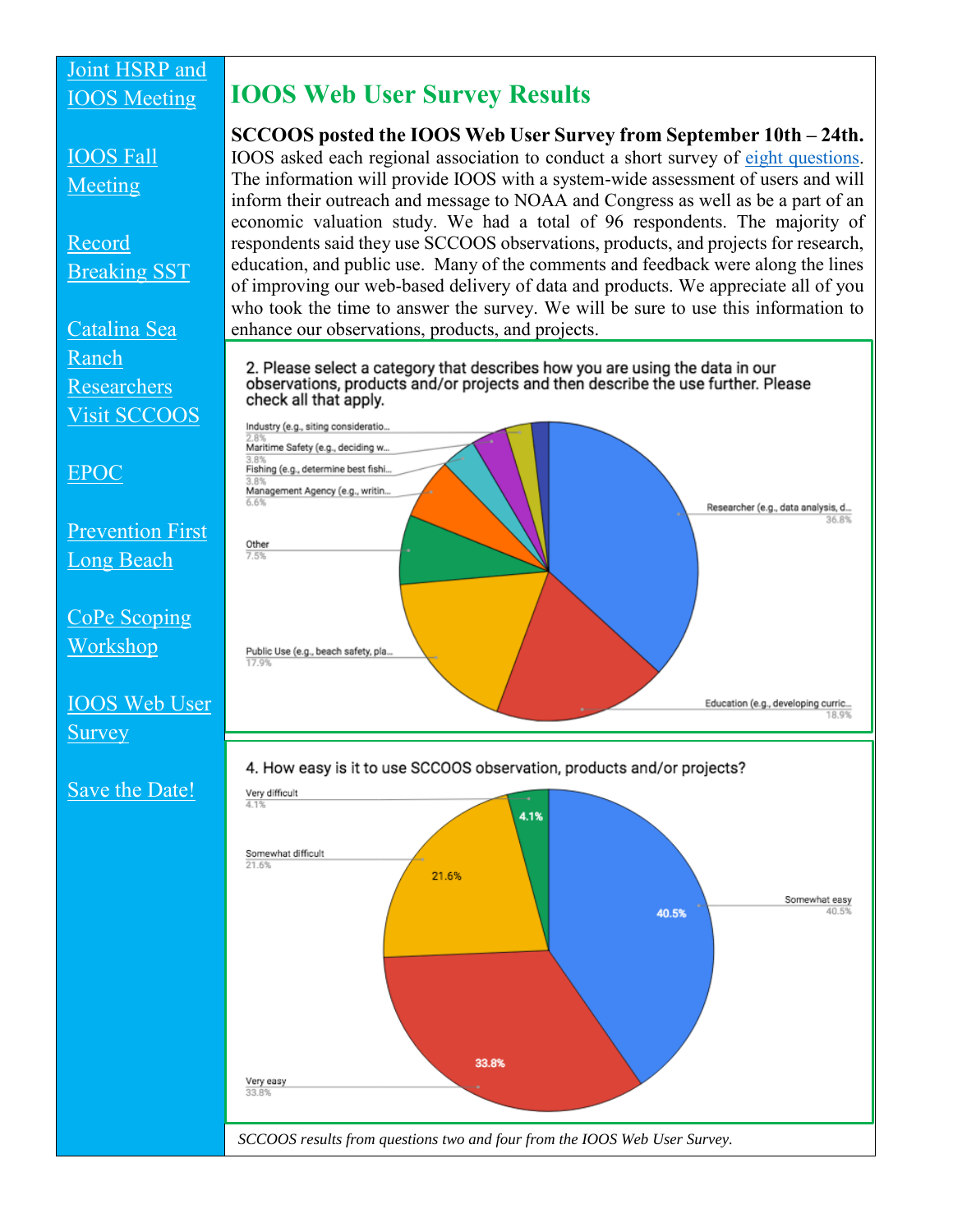- [Joint HSRP and IOOS Meeting]
- [IOOS Fall Meeting]
- [Record Breaking SST]
- [Catalina Sea Ranch Researchers Visit SCCOOS]
- [EPOC]
- [Prevention First Long Beach]
- [CoPe Scoping Workshop]
- [IOOS Web User Survey]
- [Save the Date!]

## IOOS Web User Survey Results

**SCCOOS posted the IOOS Web User Survey from September 10th – 24th.** IOOS asked each regional association to conduct a short survey of eight questions. The information will provide IOOS with a system-wide assessment of users and will inform their outreach and message to NOAA and Congress as well as be a part of an economic valuation study. We had a total of 96 respondents. The majority of respondents said they use SCCOOS observations, products, and projects for research, education, and public use. Many of the comments and feedback were along the lines of improving our web-based delivery of data and products. We appreciate all of you who took the time to answer the survey. We will be sure to use this information to enhance our observations, products, and projects.

2. Please select a category that describes how you are using the data in our observations, products and/or projects and then describe the use further. Please check all that apply.

| Category | Percent |
|---|---|
| Researcher (e.g., data analysis, d... | 36.8% |
| Education (e.g., developing curric... | 18.9% |
| Public Use (e.g., beach safety, pla... | 17.9% |
| Other | 7.5% |
| Management Agency (e.g., writin... | 6.6% |
| Fishing (e.g., determine best fishi... | 3.8% |
| Maritime Safety (e.g., deciding w... | 3.8% |
| Industry (e.g., siting consideratio... | 2.8% |

4. How easy is it to use SCCOOS observation, products and/or projects?

| Response | Percent |
|---|---|
| Somewhat easy | 40.5% |
| Very easy | 33.8% |
| Somewhat difficult | 21.6% |
| Very difficult | 4.1% |

*SCCOOS results from questions two and four from the IOOS Web User Survey.*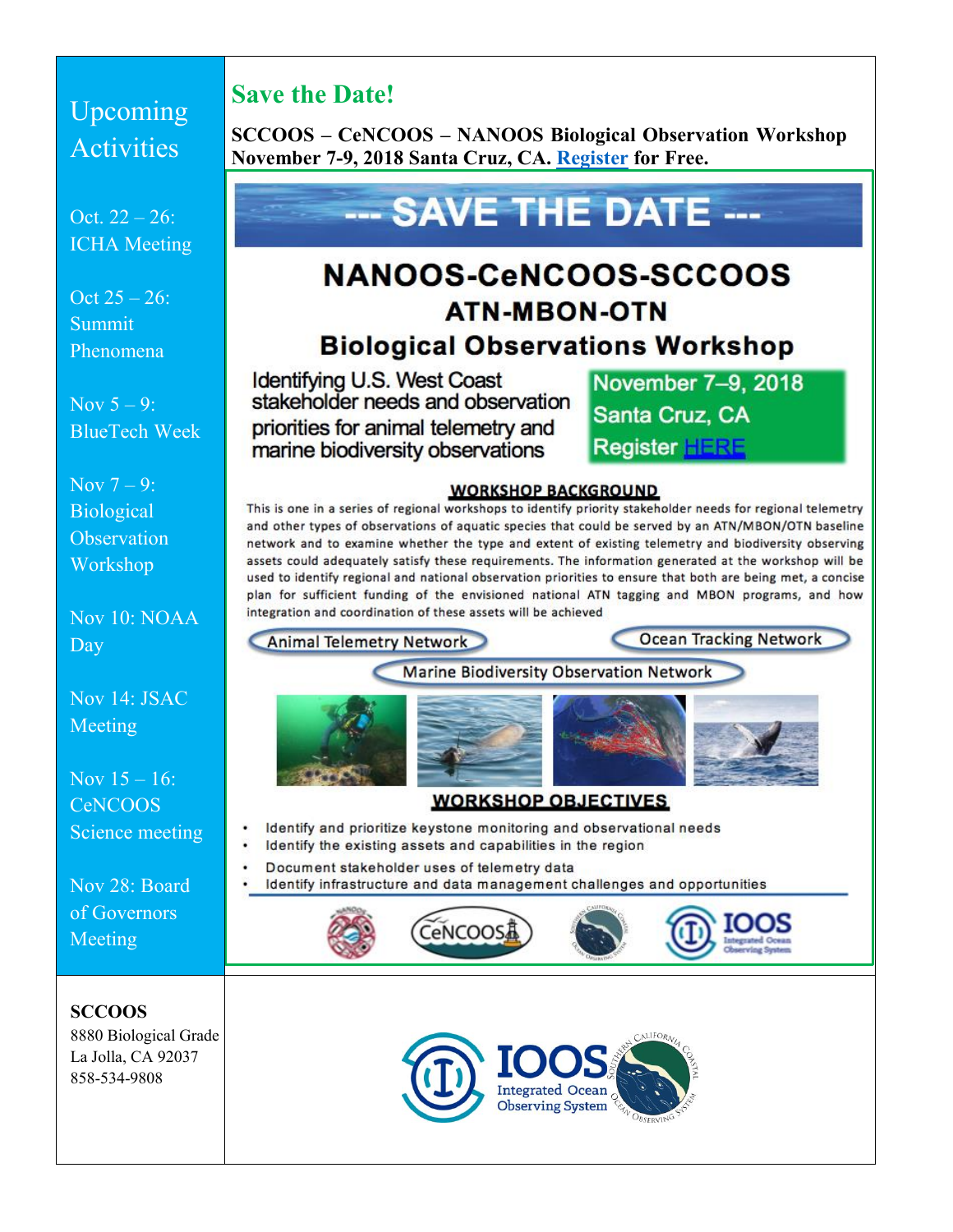## Upcoming Activities

Oct. 22 – 26: ICHA Meeting

Oct 25 – 26: Summit Phenomena

Nov 5 – 9: BlueTech Week

Nov 7 – 9: Biological Observation Workshop

Nov 10: NOAA Day

Nov 14: JSAC Meeting

Nov 15 – 16: CeNCOOS Science meeting

Nov 28: Board of Governors Meeting

**SCCOOS**
8880 Biological Grade
La Jolla, CA 92037
858-534-9808

## Save the Date!

**SCCOOS – CeNCOOS – NANOOS Biological Observation Workshop November 7-9, 2018 Santa Cruz, CA. Register for Free.**

# --- SAVE THE DATE ---

## NANOOS-CeNCOOS-SCCOOS
### ATN-MBON-OTN
## Biological Observations Workshop

Identifying U.S. West Coast stakeholder needs and observation priorities for animal telemetry and marine biodiversity observations

November 7–9, 2018
Santa Cruz, CA
Register HERE

### WORKSHOP BACKGROUND

This is one in a series of regional workshops to identify priority stakeholder needs for regional telemetry and other types of observations of aquatic species that could be served by an ATN/MBON/OTN baseline network and to examine whether the type and extent of existing telemetry and biodiversity observing assets could adequately satisfy these requirements. The information generated at the workshop will be used to identify regional and national observation priorities to ensure that both are being met, a concise plan for sufficient funding of the envisioned national ATN tagging and MBON programs, and how integration and coordination of these assets will be achieved

Animal Telemetry Network | Ocean Tracking Network | Marine Biodiversity Observation Network

### WORKSHOP OBJECTIVES

- Identify and prioritize keystone monitoring and observational needs
- Identify the existing assets and capabilities in the region
- Document stakeholder uses of telemetry data
- Identify infrastructure and data management challenges and opportunities